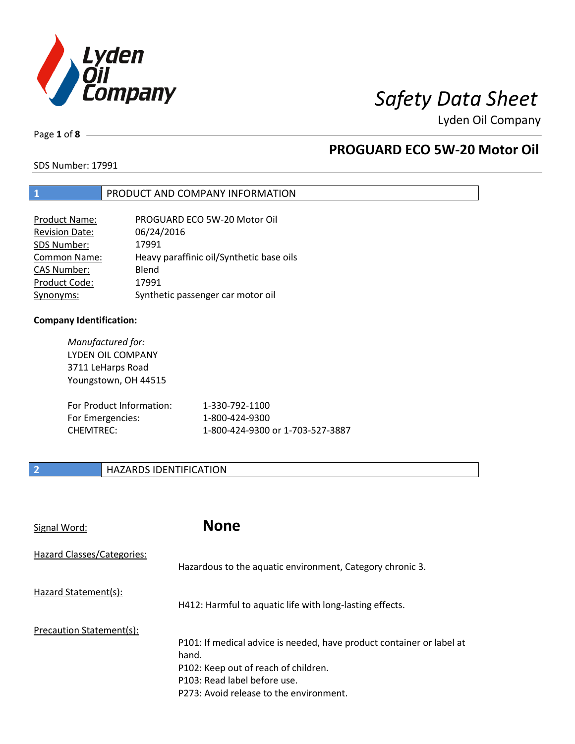# Safety Data Sheet

Lyden Oil Company

## PROGUARD ECO 5W-20 Motor Oil

SDS Number: 17991

## 1 PRODUCT AND COMPANY INFORMATION

| | |
|---|---|
| Product Name: | PROGUARD ECO 5W-20 Motor Oil |
| Revision Date: | 06/24/2016 |
| SDS Number: | 17991 |
| Common Name: | Heavy paraffinic oil/Synthetic base oils |
| CAS Number: | Blend |
| Product Code: | 17991 |
| Synonyms: | Synthetic passenger car motor oil |

**Company Identification:**

*Manufactured for:*
LYDEN OIL COMPANY
3711 LeHarps Road
Youngstown, OH 44515

| | |
|---|---|
| For Product Information: | 1-330-792-1100 |
| For Emergencies: | 1-800-424-9300 |
| CHEMTREC: | 1-800-424-9300 or 1-703-527-3887 |

## 2 HAZARDS IDENTIFICATION

Signal Word: **None**

Hazard Classes/Categories:
Hazardous to the aquatic environment, Category chronic 3.

Hazard Statement(s):
H412: Harmful to aquatic life with long-lasting effects.

Precaution Statement(s):
P101: If medical advice is needed, have product container or label at hand.
P102: Keep out of reach of children.
P103: Read label before use.
P273: Avoid release to the environment.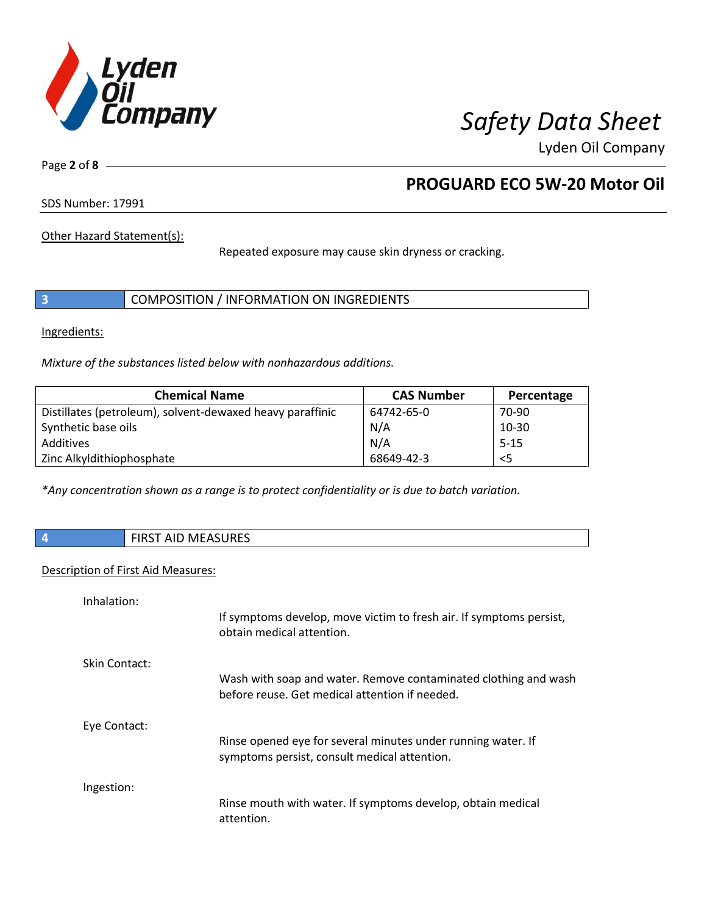Other Hazard Statement(s):

Repeated exposure may cause skin dryness or cracking.

## 3 COMPOSITION / INFORMATION ON INGREDIENTS

Ingredients:

*Mixture of the substances listed below with nonhazardous additions.*

| Chemical Name | CAS Number | Percentage |
|---|---|---|
| Distillates (petroleum), solvent-dewaxed heavy paraffinic | 64742-65-0 | 70-90 |
| Synthetic base oils | N/A | 10-30 |
| Additives | N/A | 5-15 |
| Zinc Alkyldithiophosphate | 68649-42-3 | <5 |

*\*Any concentration shown as a range is to protect confidentiality or is due to batch variation.*

## 4 FIRST AID MEASURES

Description of First Aid Measures:

Inhalation:

If symptoms develop, move victim to fresh air. If symptoms persist, obtain medical attention.

Skin Contact:

Wash with soap and water. Remove contaminated clothing and wash before reuse. Get medical attention if needed.

Eye Contact:

Rinse opened eye for several minutes under running water. If symptoms persist, consult medical attention.

Ingestion:

Rinse mouth with water. If symptoms develop, obtain medical attention.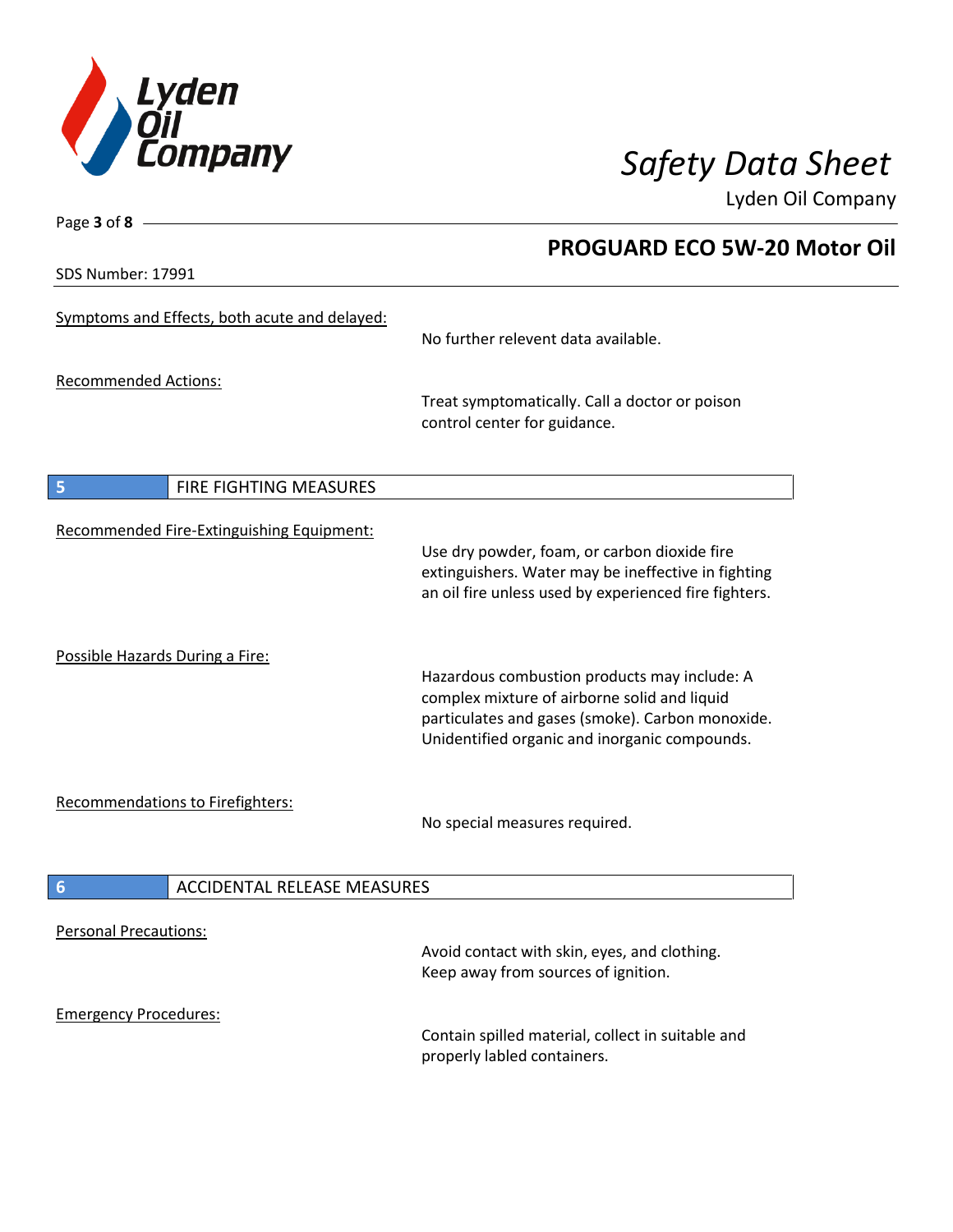Symptoms and Effects, both acute and delayed:

No further relevent data available.

Recommended Actions:

Treat symptomatically. Call a doctor or poison control center for guidance.

## 5 FIRE FIGHTING MEASURES

Recommended Fire-Extinguishing Equipment:

Use dry powder, foam, or carbon dioxide fire extinguishers. Water may be ineffective in fighting an oil fire unless used by experienced fire fighters.

Possible Hazards During a Fire:

Hazardous combustion products may include: A complex mixture of airborne solid and liquid particulates and gases (smoke). Carbon monoxide. Unidentified organic and inorganic compounds.

Recommendations to Firefighters:

No special measures required.

## 6 ACCIDENTAL RELEASE MEASURES

Personal Precautions:

Avoid contact with skin, eyes, and clothing. Keep away from sources of ignition.

Emergency Procedures:

Contain spilled material, collect in suitable and properly labled containers.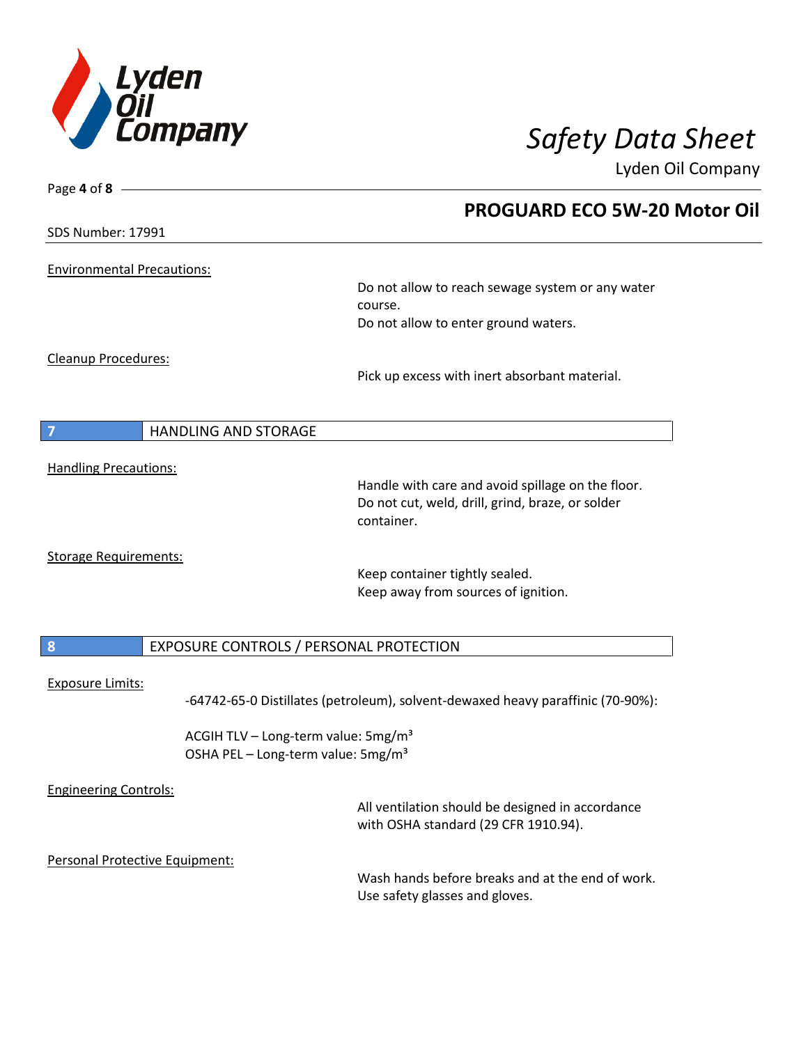**PROGUARD ECO 5W-20 Motor Oil**

SDS Number: 17991

Environmental Precautions:

Do not allow to reach sewage system or any water course.
Do not allow to enter ground waters.

Cleanup Procedures:

Pick up excess with inert absorbant material.

## 7 HANDLING AND STORAGE

Handling Precautions:

Handle with care and avoid spillage on the floor.
Do not cut, weld, drill, grind, braze, or solder container.

Storage Requirements:

Keep container tightly sealed.
Keep away from sources of ignition.

## 8 EXPOSURE CONTROLS / PERSONAL PROTECTION

Exposure Limits:

-64742-65-0 Distillates (petroleum), solvent-dewaxed heavy paraffinic (70-90%):

ACGIH TLV – Long-term value: 5mg/m³
OSHA PEL – Long-term value: 5mg/m³

Engineering Controls:

All ventilation should be designed in accordance with OSHA standard (29 CFR 1910.94).

Personal Protective Equipment:

Wash hands before breaks and at the end of work.
Use safety glasses and gloves.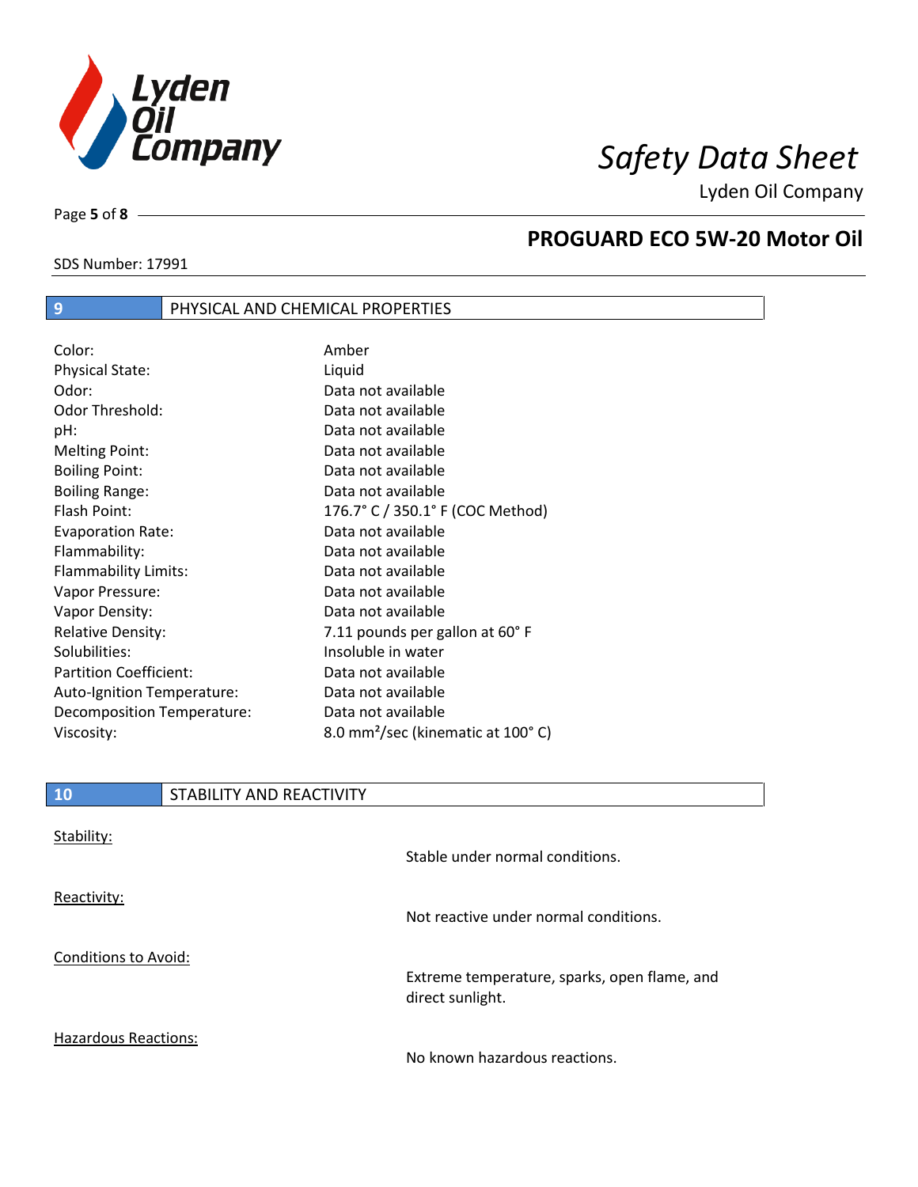SDS Number: 17991

## PROGUARD ECO 5W-20 Motor Oil

## 9 PHYSICAL AND CHEMICAL PROPERTIES

| | |
|---|---|
| Color: | Amber |
| Physical State: | Liquid |
| Odor: | Data not available |
| Odor Threshold: | Data not available |
| pH: | Data not available |
| Melting Point: | Data not available |
| Boiling Point: | Data not available |
| Boiling Range: | Data not available |
| Flash Point: | 176.7° C / 350.1° F (COC Method) |
| Evaporation Rate: | Data not available |
| Flammability: | Data not available |
| Flammability Limits: | Data not available |
| Vapor Pressure: | Data not available |
| Vapor Density: | Data not available |
| Relative Density: | 7.11 pounds per gallon at 60° F |
| Solubilities: | Insoluble in water |
| Partition Coefficient: | Data not available |
| Auto-Ignition Temperature: | Data not available |
| Decomposition Temperature: | Data not available |
| Viscosity: | 8.0 $mm^2$/sec (kinematic at 100° C) |

## 10 STABILITY AND REACTIVITY

Stability:

Stable under normal conditions.

Reactivity:

Not reactive under normal conditions.

Conditions to Avoid:

Extreme temperature, sparks, open flame, and direct sunlight.

Hazardous Reactions:

No known hazardous reactions.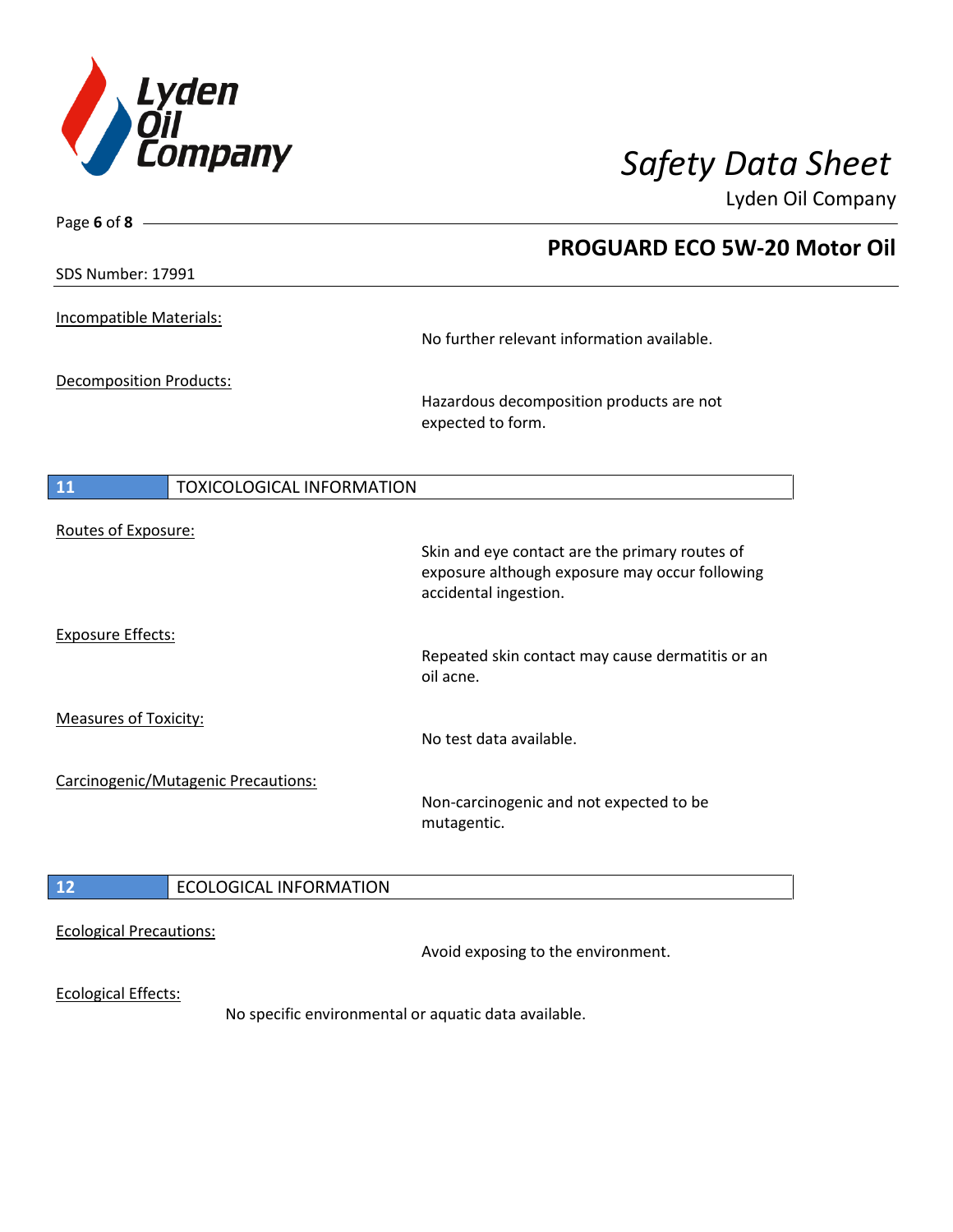Incompatible Materials:

No further relevant information available.

Decomposition Products:

Hazardous decomposition products are not expected to form.

## 11 TOXICOLOGICAL INFORMATION

Routes of Exposure:

Skin and eye contact are the primary routes of exposure although exposure may occur following accidental ingestion.

Exposure Effects:

Repeated skin contact may cause dermatitis or an oil acne.

Measures of Toxicity:

No test data available.

Carcinogenic/Mutagenic Precautions:

Non-carcinogenic and not expected to be mutagentic.

## 12 ECOLOGICAL INFORMATION

Ecological Precautions:

Avoid exposing to the environment.

Ecological Effects:

No specific environmental or aquatic data available.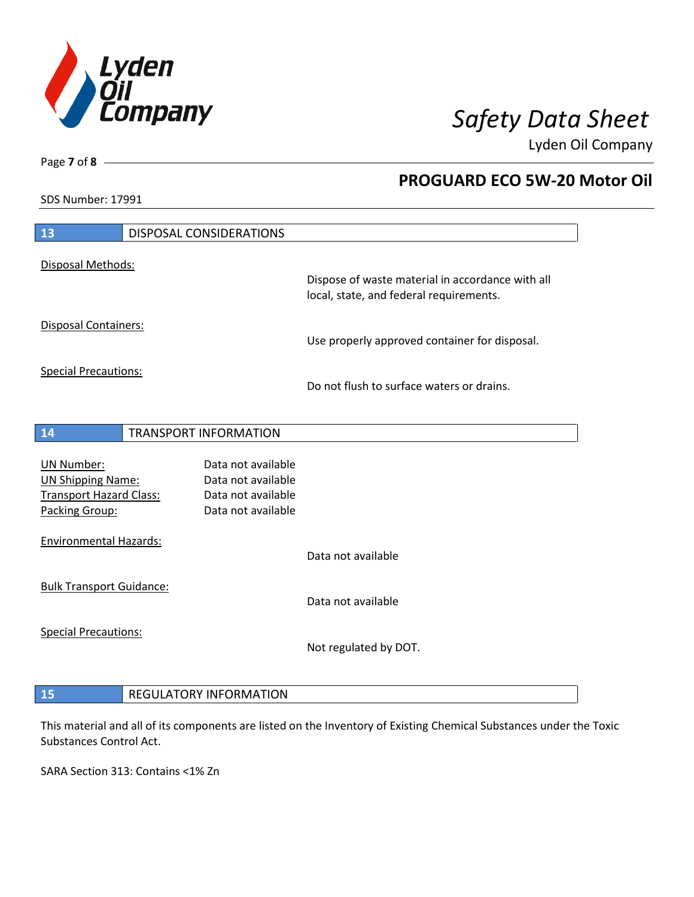## 13 DISPOSAL CONSIDERATIONS

Disposal Methods:

Dispose of waste material in accordance with all local, state, and federal requirements.

Disposal Containers:

Use properly approved container for disposal.

Special Precautions:

Do not flush to surface waters or drains.

## 14 TRANSPORT INFORMATION

| | |
|---|---|
| UN Number: | Data not available |
| UN Shipping Name: | Data not available |
| Transport Hazard Class: | Data not available |
| Packing Group: | Data not available |

Environmental Hazards:

Data not available

Bulk Transport Guidance:

Data not available

Special Precautions:

Not regulated by DOT.

## 15 REGULATORY INFORMATION

This material and all of its components are listed on the Inventory of Existing Chemical Substances under the Toxic Substances Control Act.

SARA Section 313: Contains <1% Zn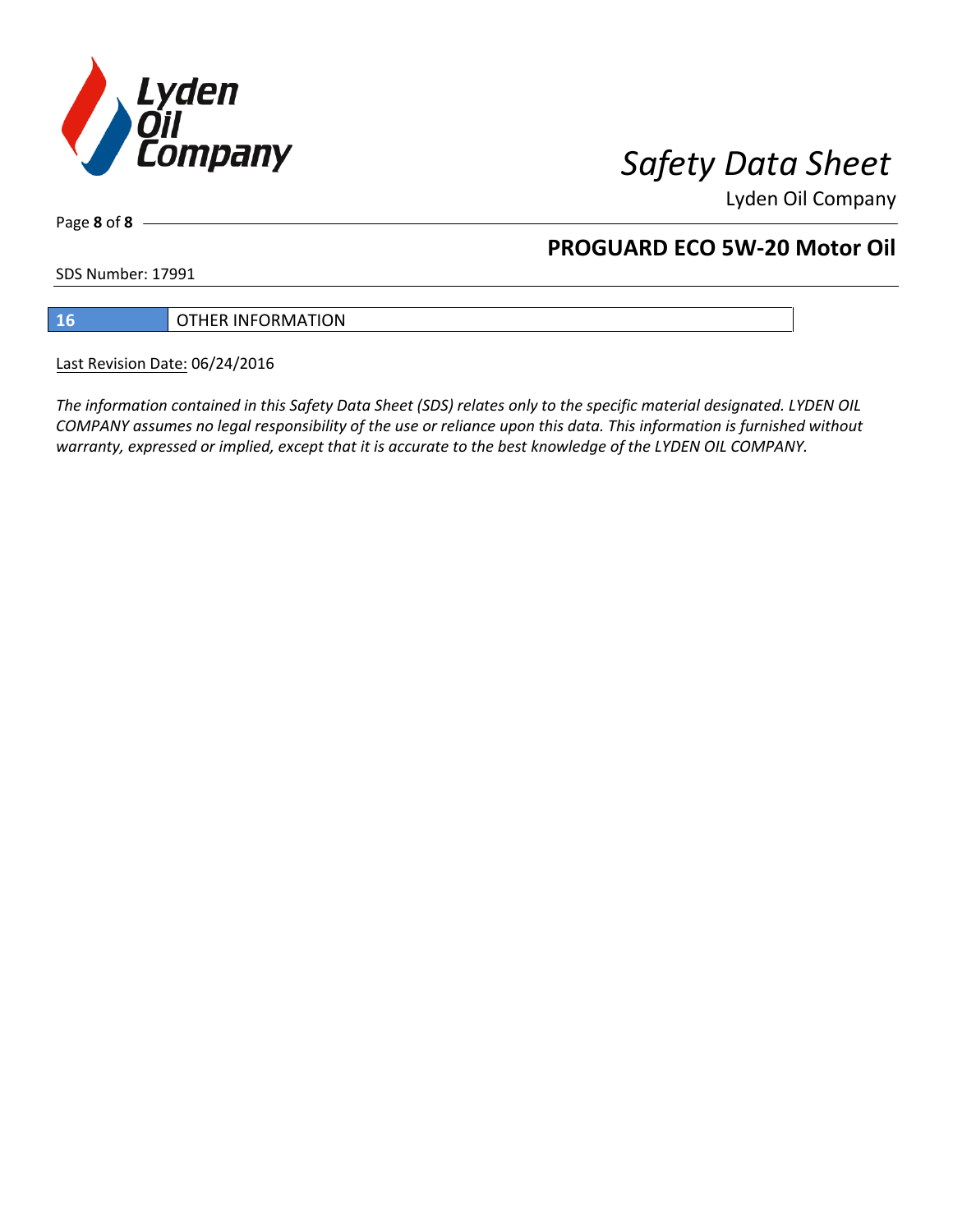## 16 OTHER INFORMATION

Last Revision Date: 06/24/2016

*The information contained in this Safety Data Sheet (SDS) relates only to the specific material designated. LYDEN OIL COMPANY assumes no legal responsibility of the use or reliance upon this data. This information is furnished without warranty, expressed or implied, except that it is accurate to the best knowledge of the LYDEN OIL COMPANY.*